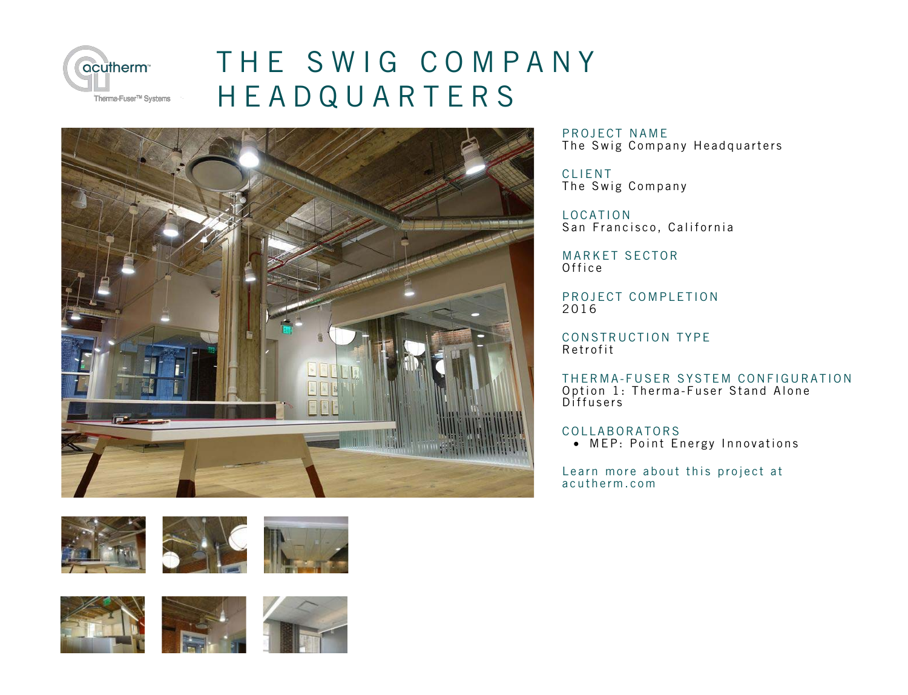# THE SWIG COMPANY HEADQUARTERS

**PROJECT NAME**
The Swig Company Headquarters

**CLIENT**
The Swig Company

**LOCATION**
San Francisco, California

**MARKET SECTOR**
Office

**PROJECT COMPLETION**
2016

**CONSTRUCTION TYPE**
Retrofit

**THERMA-FUSER SYSTEM CONFIGURATION**
Option 1: Therma-Fuser Stand Alone Diffusers

**COLLABORATORS**
- MEP: Point Energy Innovations

Learn more about this project at acutherm.com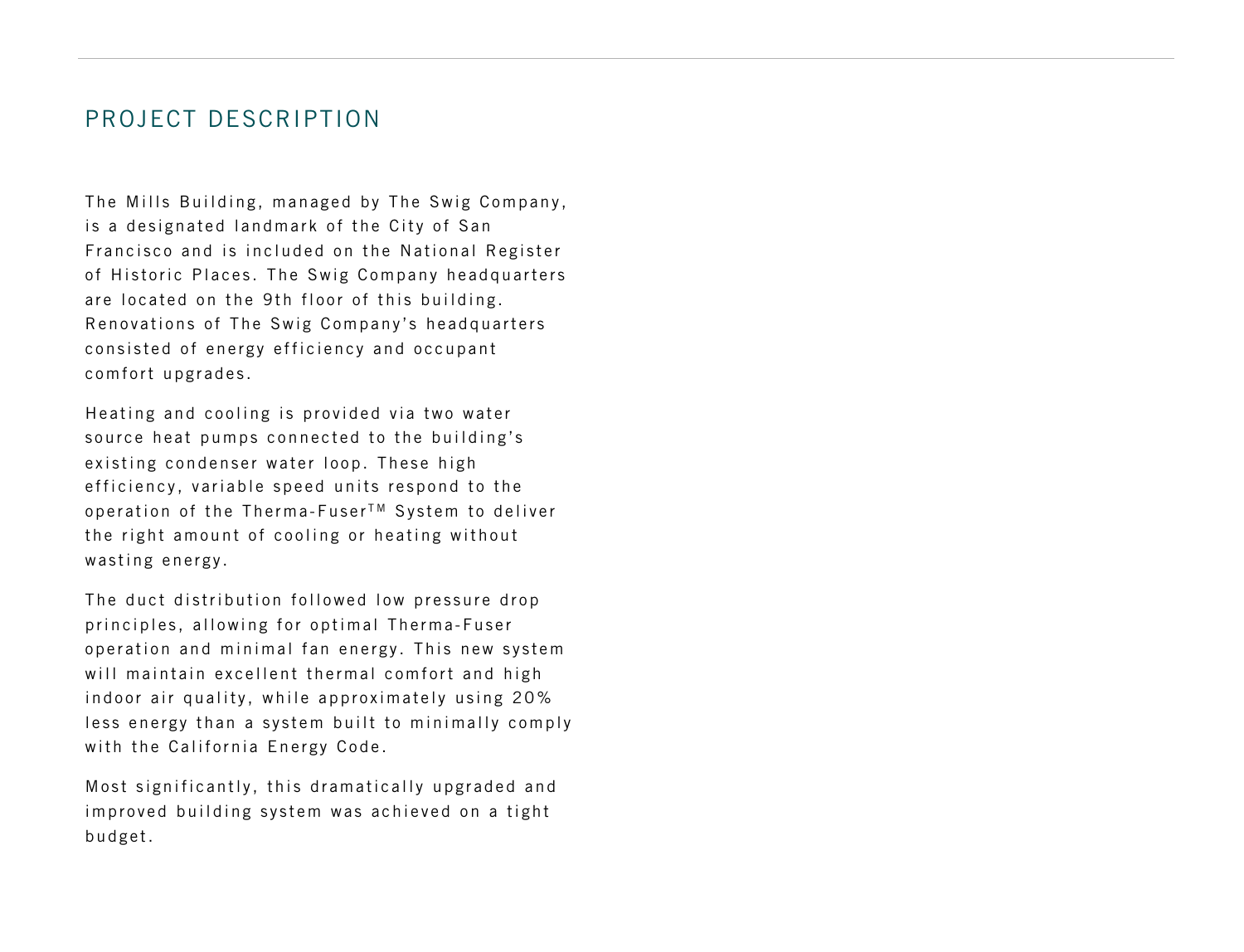## PROJECT DESCRIPTION

The Mills Building, managed by The Swig Company, is a designated landmark of the City of San Francisco and is included on the National Register of Historic Places. The Swig Company headquarters are located on the 9th floor of this building. Renovations of The Swig Company's headquarters consisted of energy efficiency and occupant comfort upgrades.

Heating and cooling is provided via two water source heat pumps connected to the building's existing condenser water loop. These high efficiency, variable speed units respond to the operation of the Therma-Fuser™ System to deliver the right amount of cooling or heating without wasting energy.

The duct distribution followed low pressure drop principles, allowing for optimal Therma-Fuser operation and minimal fan energy. This new system will maintain excellent thermal comfort and high indoor air quality, while approximately using 20% less energy than a system built to minimally comply with the California Energy Code.

Most significantly, this dramatically upgraded and improved building system was achieved on a tight budget.